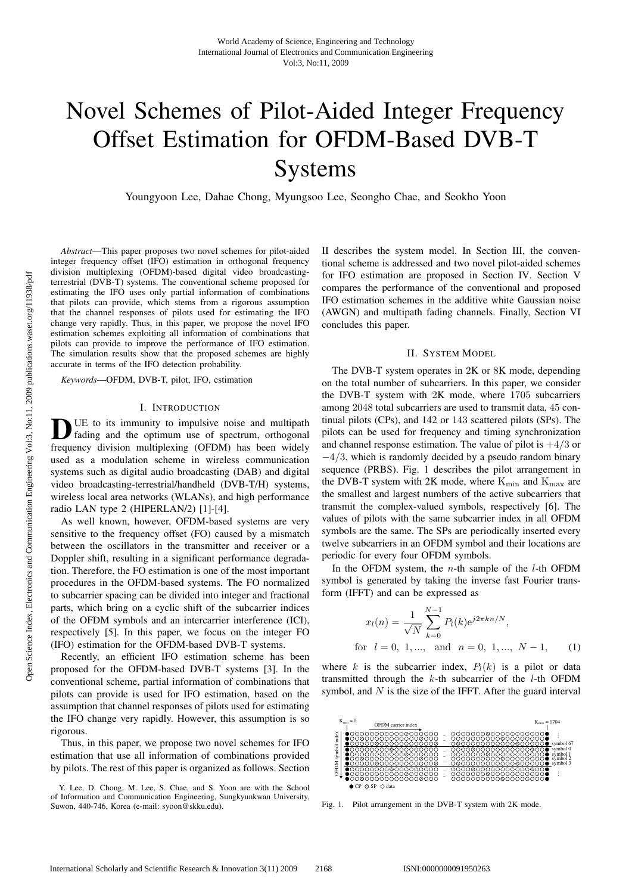# Novel Schemes of Pilot-Aided Integer Frequency Offset Estimation for OFDM-Based DVB-T Systems

Youngyoon Lee, Dahae Chong, Myungsoo Lee, Seongho Chae, and Seokho Yoon

*Abstract*—This paper proposes two novel schemes for pilot-aided integer frequency offset (IFO) estimation in orthogonal frequency division multiplexing (OFDM)-based digital vdeo broadcasting-terrestrial (DVB-T) systems. The conventional scheme proposed for estimating the IFO uses only partial information of combinations that pilots can provide, which stems from a rigorous assumption that the channel responses of pilots used for estimating the IFO change very rapidly. Thus, in this paper, we propose the novel IFO estimation schemes exploiting all information of combinations that pilots can provide to improve the performance of IFO estimation. The simulation results show that the proposed schemes are highly accurate in terms of the IFO detection probability.

*Keywords*—OFDM, DVB-T, pilot, IFO, estimation

## I. Introduction

Due to its immunity to impulsive noise and multipath fading and the optimum use of spectrum, orthogonal frequency division multiplexing (OFDM) has been widely used as a modulation scheme in wireless communication systems such as digital audio broadcasting (DAB) and digital video broadcasting-terrestrial/handheld (DVB-T/H) systems, wireless local area networks (WLANs), and high performance radio LAN type 2 (HIPERLAN/2) [1]-[4].

As well known, however, OFDM-based systems are very sensitive to the frequency offset (FO) caused by a mismatch between the oscillators in the transmitter and receiver or a Doppler shift, resulting in a significant performance degradation. Therefore, the FO estimation is one of the most important procedures in the OFDM-based systems. The FO normalized to subcarrier spacing can be divided into integer and fractional parts, which bring on a cyclic shift of the subcarrier indices of the OFDM symbols and an intercarrier interference (ICI), respectively [5]. In this paper, we focus on the integer FO (IFO) estimation for the OFDM-based DVB-T systems.

Recently, an efficient IFO estimation scheme has been proposed for the OFDM-based DVB-T systems [3]. In the conventional scheme, partial information of combinations that pilots can provide is used for IFO estimation, based on the assumption that channel responses of pilots used for estimating the IFO change very rapidly. However, this assumption is so rigorous.

Thus, in this paper, we propose two novel schemes for IFO estimation that use all information of combinations provided by pilots. The rest of this paper is organized as follows. Section II describes the system model. In Section III, the conventional scheme is addressed and two novel pilot-aided schemes for IFO estimation are proposed in Section IV. Section V compares the performance of the conventional and proposed IFO estimation schemes in the additive white Gaussian noise (AWGN) and multipath fading channels. Finally, Section VI concludes this paper.

Y. Lee, D. Chong, M. Lee, S. Chae, and S. Yoon are with the School of Information and Communication Engineering, Sungkyunkwan University, Suwon, 440-746, Korea (e-mail: syoon@skku.edu).

## II. System Model

The DVB-T system operates in 2K or 8K mode, depending on the total number of subcarriers. In this paper, we consider the DVB-T system with 2K mode, where 1705 subcarriers among 2048 total subcarriers are used to transmit data, 45 continual pilots (CPs), and 142 or 143 scattered pilots (SPs). The pilots can be used for frequency and timing synchronization and channel response estimation. The value of pilot is $+4/3$ or $-4/3$, which is randomly decided by a pseudo random binary sequence (PRBS). Fig. 1 describes the pilot arrangement in the DVB-T system with 2K mode, where $\mathrm{K}_{\min}$ and $\mathrm{K}_{\max}$ are the smallest and largest numbers of the active subcarriers that transmit the complex-valued symbols, respectively [6]. The values of pilots with the same subcarrier index in all OFDM symbols are the same. The SPs are periodically inserted every twelve subcarriers in an OFDM symbol and their locations are periodic for every four OFDM symbols.

In the OFDM system, the $n$-th sample of the $l$-th OFDM symbol is generated by taking the inverse fast Fourier transform (IFFT) and can be expressed as

$$x_l(n) = \frac{1}{\sqrt{N}} \sum_{k=0}^{N-1} P_l(k) e^{j2\pi kn/N},$$
$$\text{for} \quad l = 0,\ 1, ..., \quad \text{and} \quad n = 0,\ 1, ...,\ N-1, \qquad (1)$$

where $k$ is the subcarrier index, $P_l(k)$ is a pilot or data transmitted through the $k$-th subcarrier of the $l$-th OFDM symbol, and $N$ is the size of the IFFT. After the guard interval

Fig. 1. Pilot arrangement in the DVB-T system with 2K mode.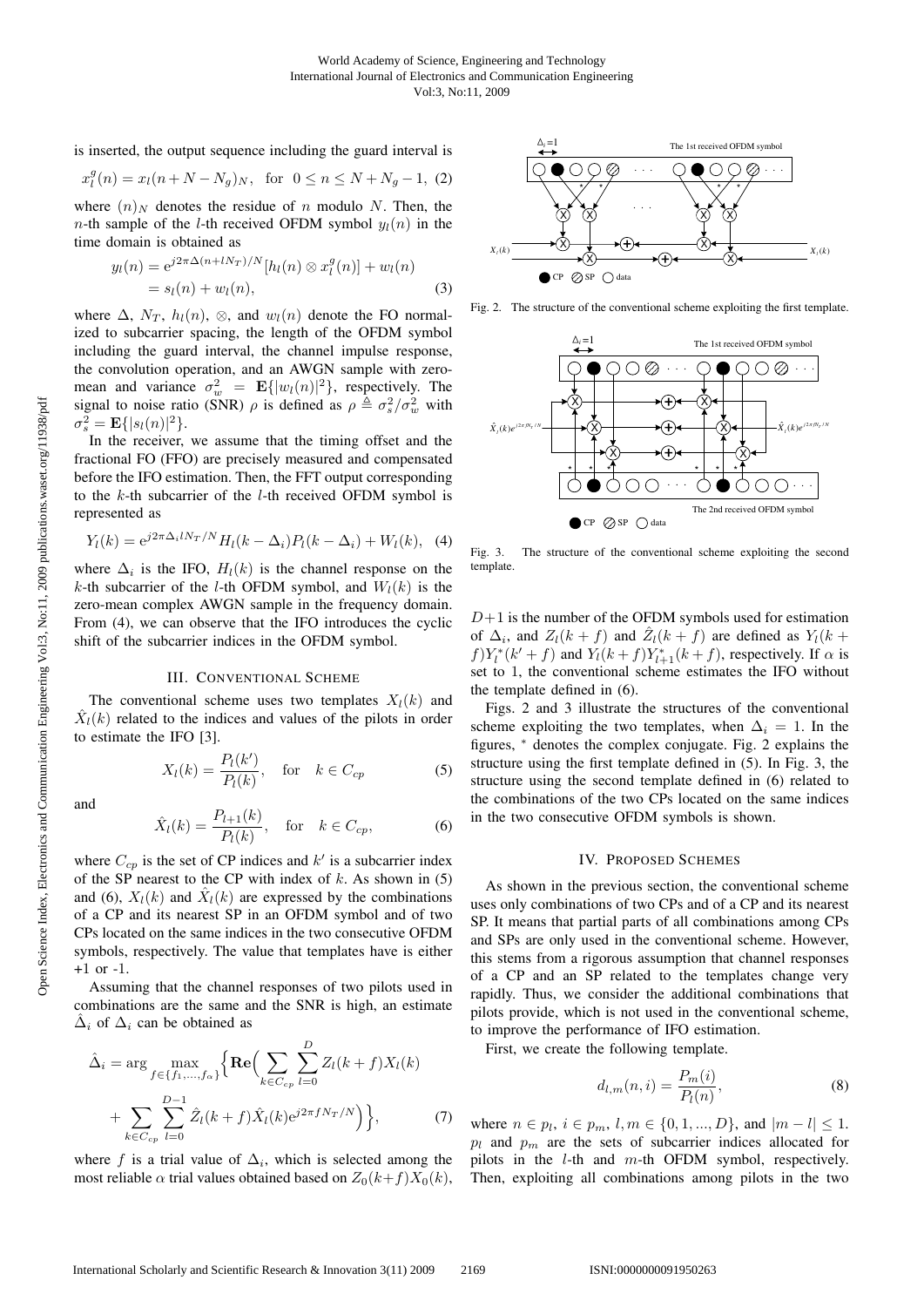is inserted, the output sequence including the guard interval is

$$x_l^g(n) = x_l(n+N-N_g)_N, \quad \text{for} \quad 0 \le n \le N+N_g-1, \quad (2)$$

where $(n)_N$ denotes the residue of $n$ modulo $N$. Then, the $n$-th sample of the $l$-th received OFDM symbol $y_l(n)$ in the time domain is obtained as

$$\begin{aligned} y_l(n) &= e^{j2\pi\Delta(n+lN_T)/N}[h_l(n) \otimes x_l^g(n)] + w_l(n) \\ &= s_l(n) + w_l(n), \end{aligned} \quad (3)$$

where $\Delta$, $N_T$, $h_l(n)$, $\otimes$, and $w_l(n)$ denote the FO normalized to subcarrier spacing, the length of the OFDM symbol including the guard interval, the channel impulse response, the convolution operation, and an AWGN sample with zero-mean and variance $\sigma_w^2 = \mathbf{E}\{|w_l(n)|^2\}$, respectively. The signal to noise ratio (SNR) $\rho$ is defined as $\rho \triangleq \sigma_s^2/\sigma_w^2$ with $\sigma_s^2 = \mathbf{E}\{|s_l(n)|^2\}$.

In the receiver, we assume that the timing offset and the fractional FO (FFO) are precisely measured and compensated before the IFO estimation. Then, the FFT output corresponding to the $k$-th subcarrier of the $l$-th received OFDM symbol is represented as

$$Y_l(k) = e^{j2\pi\Delta_i lN_T/N}H_l(k-\Delta_i)P_l(k-\Delta_i) + W_l(k), \quad (4)$$

where $\Delta_i$ is the IFO, $H_l(k)$ is the channel response on the $k$-th subcarrier of the $l$-th OFDM symbol, and $W_l(k)$ is the zero-mean complex AWGN sample in the frequency domain. From (4), we can observe that the IFO introduces the cyclic shift of the subcarrier indices in the OFDM symbol.

## III. Conventional Scheme

The conventional scheme uses two templates $X_l(k)$ and $\hat{X}_l(k)$ related to the indices and values of the pilots in order to estimate the IFO [3].

$$X_l(k) = \frac{P_l(k')}{P_l(k)}, \quad \text{for} \quad k \in C_{cp} \quad (5)$$

and

$$\hat{X}_l(k) = \frac{P_{l+1}(k)}{P_l(k)}, \quad \text{for} \quad k \in C_{cp}, \quad (6)$$

where $C_{cp}$ is the set of CP indices and $k'$ is a subcarrier index of the SP nearest to the CP with index of $k$. As shown in (5) and (6), $X_l(k)$ and $\hat{X}_l(k)$ are expressed by the combinations of a CP and its nearest SP in an OFDM symbol and of two CPs located on the same indices in the two consecutive OFDM symbols, respectively. The value that templates have is either +1 or -1.

Assuming that the channel responses of two pilots used in combinations are the same and the SNR is high, an estimate $\hat{\Delta}_i$ of $\Delta_i$ can be obtained as

$$\begin{aligned} \hat{\Delta}_i = \arg \max_{f \in \{f_1, ..., f_\alpha\}} \Big\{ \mathbf{Re}\Big( &\sum_{k \in C_{cp}} \sum_{l=0}^{D} Z_l(k+f)X_l(k) \\ &+ \sum_{k \in C_{cp}} \sum_{l=0}^{D-1} \hat{Z}_l(k+f)\hat{X}_l(k)e^{j2\pi fN_T/N} \Big) \Big\}, \end{aligned} \quad (7)$$

where $f$ is a trial value of $\Delta_i$, which is selected among the most reliable $\alpha$ trial values obtained based on $Z_0(k+f)X_0(k)$, $D+1$ is the number of the OFDM symbols used for estimation of $\Delta_i$, and $Z_l(k+f)$ and $\hat{Z}_l(k+f)$ are defined as $Y_l(k+f)Y_l^*(k'+f)$ and $Y_l(k+f)Y_{l+1}^*(k+f)$, respectively. If $\alpha$ is set to 1, the conventional scheme estimates the IFO without the template defined in (6).

Figs. 2 and 3 illustrate the structures of the conventional scheme exploiting the two templates, when $\Delta_i = 1$. In the figures, $^*$ denotes the complex conjugate. Fig. 2 explains the structure using the first template defined in (5). In Fig. 3, the structure using the second template defined in (6) related to the combinations of the two CPs located on the same indices in the two consecutive OFDM symbols is shown.

Fig. 2. The structure of the conventional scheme exploiting the first template.

Fig. 3. The structure of the conventional scheme exploiting the second template.

## IV. Proposed Schemes

As shown in the previous section, the conventional scheme uses only combinations of two CPs and of a CP and its nearest SP. It means that partial parts of all combinations among CPs and SPs are only used in the conventional scheme. However, this stems from a rigorous assumption that channel responses of a CP and an SP related to the templates change very rapidly. Thus, we consider the additional combinations that pilots provide, which is not used in the conventional scheme, to improve the performance of IFO estimation.

First, we create the following template.

$$d_{l,m}(n,i) = \frac{P_m(i)}{P_l(n)}, \quad (8)$$

where $n \in p_l$, $i \in p_m$, $l, m \in \{0, 1, ..., D\}$, and $|m-l| \le 1$. $p_l$ and $p_m$ are the sets of subcarrier indices allocated for pilots in the $l$-th and $m$-th OFDM symbol, respectively. Then, exploiting all combinations among pilots in the two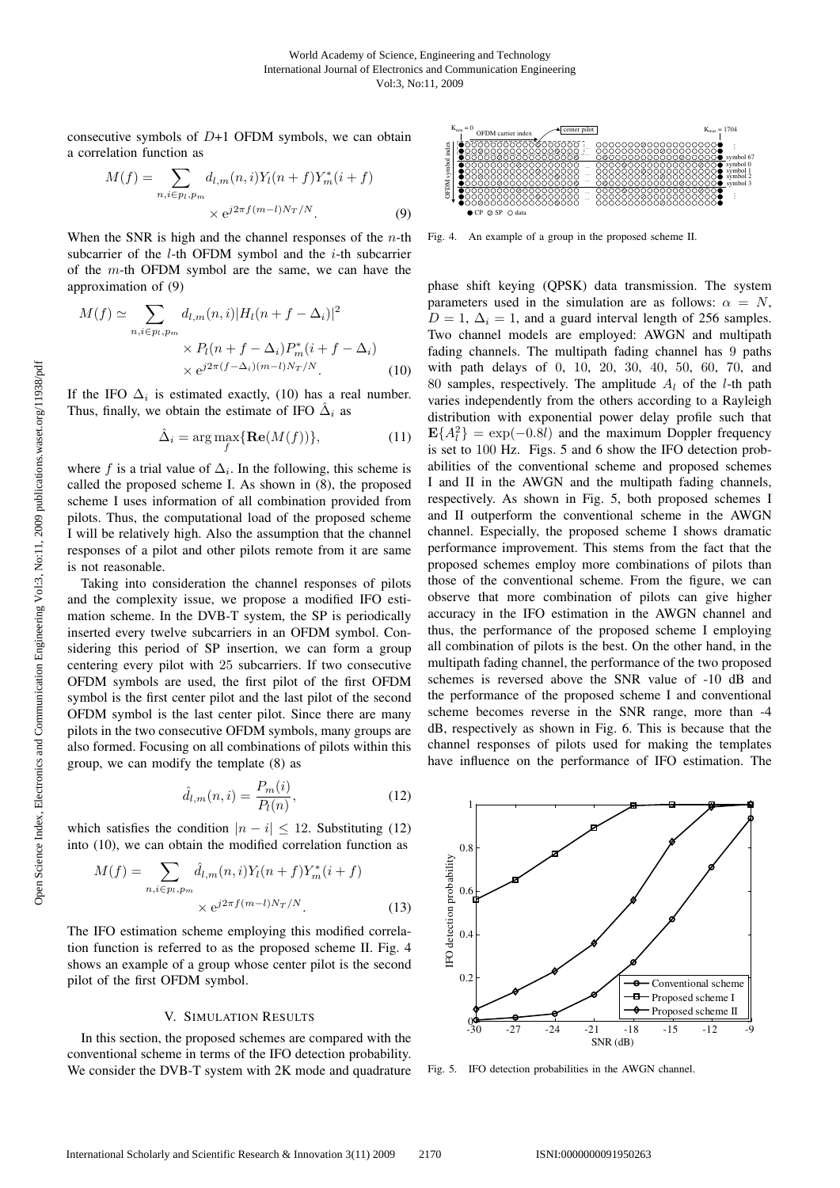consecutive symbols of $D$+1 OFDM symbols, we can obtain a correlation function as

$$M(f) = \sum_{n,i \in p_l, p_m} d_{l,m}(n,i) Y_l(n+f) Y_m^*(i+f) \times e^{j2\pi f(m-l)N_T/N}. \quad (9)$$

When the SNR is high and the channel responses of the $n$-th subcarrier of the $l$-th OFDM symbol and the $i$-th subcarrier of the $m$-th OFDM symbol are the same, we can have the approximation of (9)

$$M(f) \simeq \sum_{n,i \in p_l, p_m} d_{l,m}(n,i) |H_l(n+f-\Delta_i)|^2 \times P_l(n+f-\Delta_i) P_m^*(i+f-\Delta_i) \times e^{j2\pi(f-\Delta_i)(m-l)N_T/N}. \quad (10)$$

If the IFO $\Delta_i$ is estimated exactly, (10) has a real number. Thus, finally, we obtain the estimate of IFO $\hat{\Delta}_i$ as

$$\hat{\Delta}_i = \arg\max_f \{\mathbf{Re}(M(f))\}, \quad (11)$$

where $f$ is a trial value of $\Delta_i$. In the following, this scheme is called the proposed scheme I. As shown in (8), the proposed scheme I uses information of all combination provided from pilots. Thus, the computational load of the proposed scheme I will be relatively high. Also the assumption that the channel responses of a pilot and other pilots remote from it are same is not reasonable.

Taking into consideration the channel responses of pilots and the complexity issue, we propose a modified IFO estimation scheme. In the DVB-T system, the SP is periodically inserted every twelve subcarriers in an OFDM symbol. Considering this period of SP insertion, we can form a group centering every pilot with 25 subcarriers. If two consecutive OFDM symbols are used, the first pilot of the first OFDM symbol is the first center pilot and the last pilot of the second OFDM symbol is the last center pilot. Since there are many pilots in the two consecutive OFDM symbols, many groups are also formed. Focusing on all combinations of pilots within this group, we can modify the template (8) as

$$\hat{d}_{l,m}(n,i) = \frac{P_m(i)}{P_l(n)}, \quad (12)$$

which satisfies the condition $|n-i| \leq 12$. Substituting (12) into (10), we can obtain the modified correlation function as

$$M(f) = \sum_{n,i \in p_l, p_m} \hat{d}_{l,m}(n,i) Y_l(n+f) Y_m^*(i+f) \times e^{j2\pi f(m-l)N_T/N}. \quad (13)$$

The IFO estimation scheme employing this modified correlation function is referred to as the proposed scheme II. Fig. 4 shows an example of a group whose center pilot is the second pilot of the first OFDM symbol.

Fig. 4. An example of a group in the proposed scheme II.

## V. Simulation Results

In this section, the proposed schemes are compared with the conventional scheme in terms of the IFO detection probability. We consider the DVB-T system with 2K mode and quadrature phase shift keying (QPSK) data transmission. The system parameters used in the simulation are as follows: $\alpha = N$, $D = 1$, $\Delta_i = 1$, and a guard interval length of 256 samples. Two channel models are employed: AWGN and multipath fading channels. The multipath fading channel has 9 paths with path delays of 0, 10, 20, 30, 40, 50, 60, 70, and 80 samples, respectively. The amplitude $A_l$ of the $l$-th path varies independently from the others according to a Rayleigh distribution with exponential power delay profile such that $\mathbf{E}\{A_l^2\} = \exp(-0.8l)$ and the maximum Doppler frequency is set to 100 Hz. Figs. 5 and 6 show the IFO detection probabilities of the conventional scheme and proposed schemes I and II in the AWGN and the multipath fading channels, respectively. As shown in Fig. 5, both proposed schemes I and II outperform the conventional scheme in the AWGN channel. Especially, the proposed scheme I shows dramatic performance improvement. This stems from the fact that the proposed schemes employ more combinations of pilots than those of the conventional scheme. From the figure, we can observe that more combination of pilots can give higher accuracy in the IFO estimation in the AWGN channel and thus, the performance of the proposed scheme I employing all combination of pilots is the best. On the other hand, in the multipath fading channel, the performance of the two proposed schemes is reversed above the SNR value of -10 dB and the performance of the proposed scheme I and conventional scheme becomes reverse in the SNR range, more than -4 dB, respectively as shown in Fig. 6. This is because that the channel responses of pilots used for making the templates have influence on the performance of IFO estimation. The

Fig. 5. IFO detection probabilities in the AWGN channel.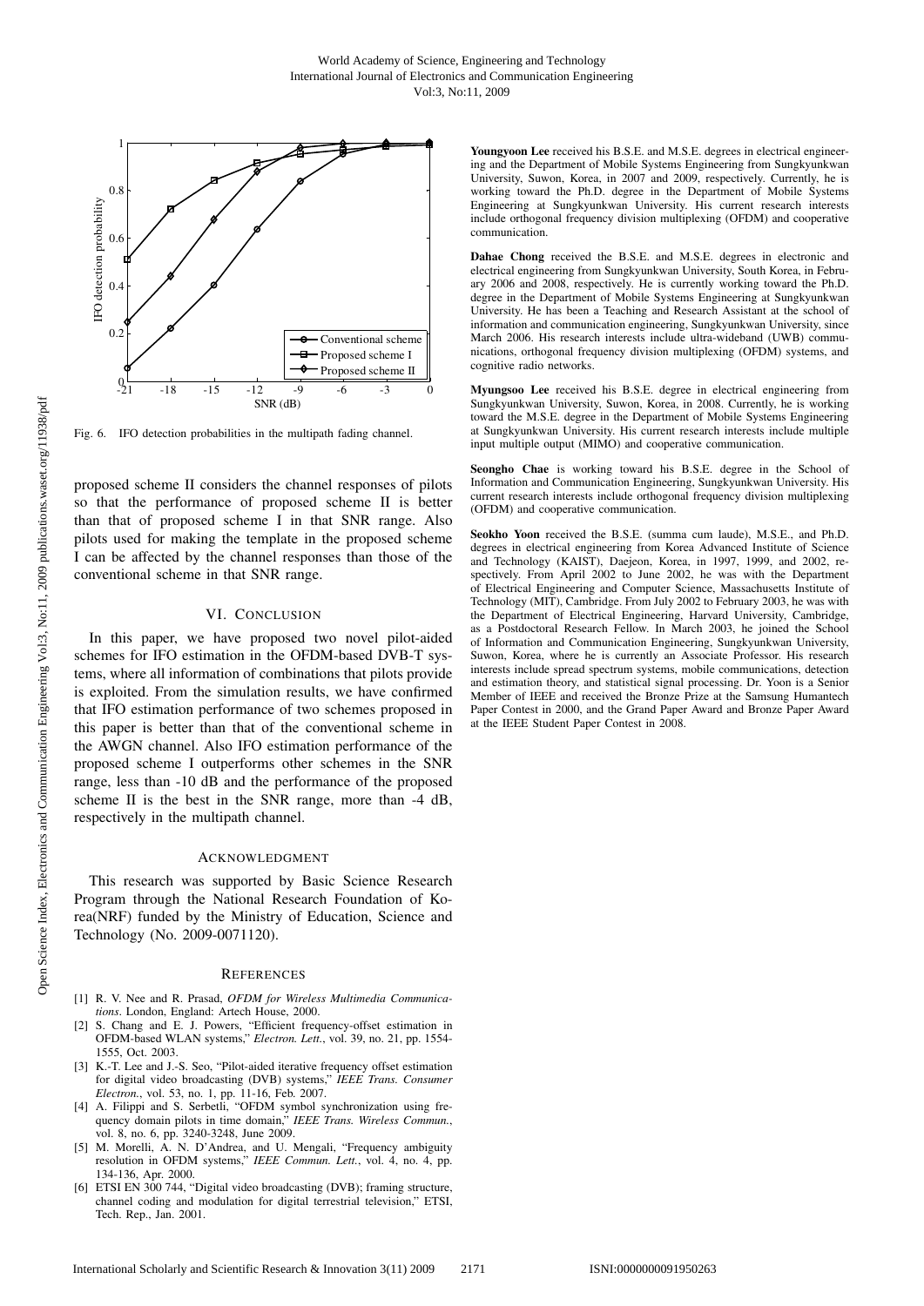IFO detection probability

1

0.8

0.6

0.4

0.2

0

-21 -18 -15 -12 -9 -6 -3 0

SNR (dB)

Conventional scheme

Proposed scheme I

Proposed scheme II

Fig. 6. IFO detection probabilities in the multipath fading channel.

proposed scheme II considers the channel responses of pilots so that the performance of proposed scheme II is better than that of proposed scheme I in that SNR range. Also pilots used for making the template in the proposed scheme I can be affected by the channel responses than those of the conventional scheme in that SNR range.

## VI. Conclusion

In this paper, we have proposed two novel pilot-aided schemes for IFO estimation in the OFDM-based DVB-T systems, where all information of combinations that pilots provide is exploited. From the simulation results, we have confirmed that IFO estimation performance of two schemes proposed in this paper is better than that of the conventional scheme in the AWGN channel. Also IFO estimation performance of the proposed scheme I outperforms other schemes in the SNR range, less than -10 dB and the performance of the proposed scheme II is the best in the SNR range, more than -4 dB, respectively in the multipath channel.

## Acknowledgment

This research was supported by Basic Science Research Program through the National Research Foundation of Korea(NRF) funded by the Ministry of Education, Science and Technology (No. 2009-0071120).

## References

[1] R. V. Nee and R. Prasad, *OFDM for Wireless Multimedia Communications*. London, England: Artech House, 2000.

[2] S. Chang and E. J. Powers, "Efficient frequency-offset estimation in OFDM-based WLAN systems," *Electron. Lett.*, vol. 39, no. 21, pp. 1554-1555, Oct. 2003.

[3] K.-T. Lee and J.-S. Seo, "Pilot-aided iterative frequency offset estimation for digital video broadcasting (DVB) systems," *IEEE Trans. Consumer Electron.*, vol. 53, no. 1, pp. 11-16, Feb. 2007.

[4] A. Filippi and S. Serbetli, "OFDM symbol synchronization using frequency domain pilots in time domain," *IEEE Trans. Wireless Commun.*, vol. 8, no. 6, pp. 3240-3248, June 2009.

[5] M. Morelli, A. N. D'Andrea, and U. Mengali, "Frequency ambiguity resolution in OFDM systems," *IEEE Commun. Lett.*, vol. 4, no. 4, pp. 134-136, Apr. 2000.

[6] ETSI EN 300 744, "Digital video broadcasting (DVB); framing structure, channel coding and modulation for digital terrestrial television," ETSI, Tech. Rep., Jan. 2001.

**Youngyoon Lee** received his B.S.E. and M.S.E. degrees in electrical engineering and the Department of Mobile Systems Engineering from Sungkyunkwan University, Suwon, Korea, in 2007 and 2009, respectively. Currently, he is working toward the Ph.D. degree in the Department of Mobile Systems Engineering at Sungkyunkwan University. His current research interests include orthogonal frequency division multiplexing (OFDM) and cooperative communication.

**Dahae Chong** received the B.S.E. and M.S.E. degrees in electronic and electrical engineering from Sungkyunkwan University, South Korea, in February 2006 and 2008, respectively. He is currently working toward the Ph.D. degree in the Department of Mobile Systems Engineering at Sungkyunkwan University. He has been a Teaching and Research Assistant at the school of information and communication engineering, Sungkyunkwan University, since March 2006. His research interests include ultra-wideband (UWB) communications, orthogonal frequency division multiplexing (OFDM) systems, and cognitive radio networks.

**Myungsoo Lee** received his B.S.E. degree in electrical engineering from Sungkyunkwan University, Suwon, Korea, in 2008. Currently, he is working toward the M.S.E. degree in the Department of Mobile Systems Engineering at Sungkyunkwan University. His current research interests include multiple input multiple output (MIMO) and cooperative communication.

**Seongho Chae** is working toward his B.S.E. degree in the School of Information and Communication Engineering, Sungkyunkwan University. His current research interests include orthogonal frequency division multiplexing (OFDM) and cooperative communication.

**Seokho Yoon** received the B.S.E. (summa cum laude), M.S.E., and Ph.D. degrees in electrical engineering from Korea Advanced Institute of Science and Technology (KAIST), Daejeon, Korea, in 1997, 1999, and 2002, respectively. From April 2002 to June 2002, he was with the Department of Electrical Engineering and Computer Science, Massachusetts Institute of Technology (MIT), Cambridge. From July 2002 to February 2003, he was with the Department of Electrical Engineering, Harvard University, Cambridge, as a Postdoctoral Research Fellow. In March 2003, he joined the School of Information and Communication Engineering, Sungkyunkwan University, Suwon, Korea, where he is currently an Associate Professor. His research interests include spread spectrum systems, mobile communications, detection and estimation theory, and statistical signal processing. Dr. Yoon is a Senior Member of IEEE and received the Bronze Prize at the Samsung Humantech Paper Contest in 2000, and the Grand Paper Award and Bronze Paper Award at the IEEE Student Paper Contest in 2008.